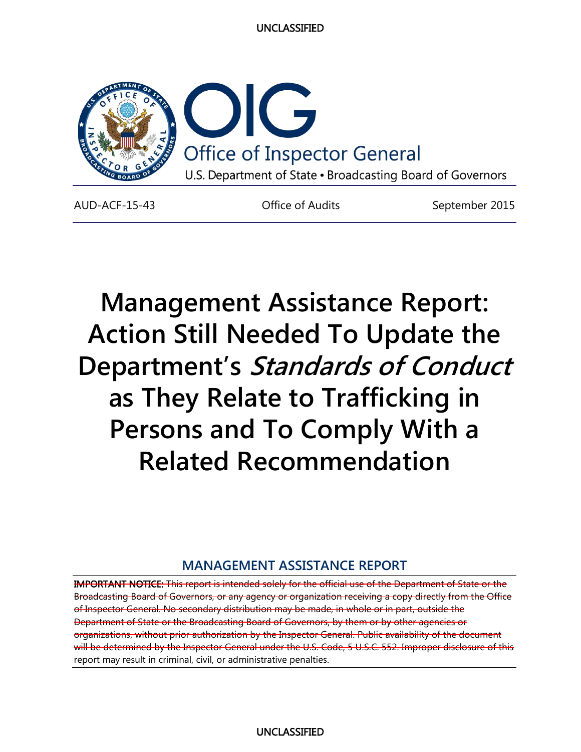UNCLASSIFIED

OIG

Office of Inspector General

U.S. Department of State • Broadcasting Board of Governors

AUD-ACF-15-43 | Office of Audits | September 2015

# Management Assistance Report: Action Still Needed To Update the Department's *Standards of Conduct* as They Relate to Trafficking in Persons and To Comply With a Related Recommendation

## MANAGEMENT ASSISTANCE REPORT

~~IMPORTANT NOTICE: This report is intended solely for the official use of the Department of State or the Broadcasting Board of Governors, or any agency or organization receiving a copy directly from the Office of Inspector General. No secondary distribution may be made, in whole or in part, outside the Department of State or the Broadcasting Board of Governors, by them or by other agencies or organizations, without prior authorization by the Inspector General. Public availability of the document will be determined by the Inspector General under the U.S. Code, 5 U.S.C. 552. Improper disclosure of this report may result in criminal, civil, or administrative penalties.~~

UNCLASSIFIED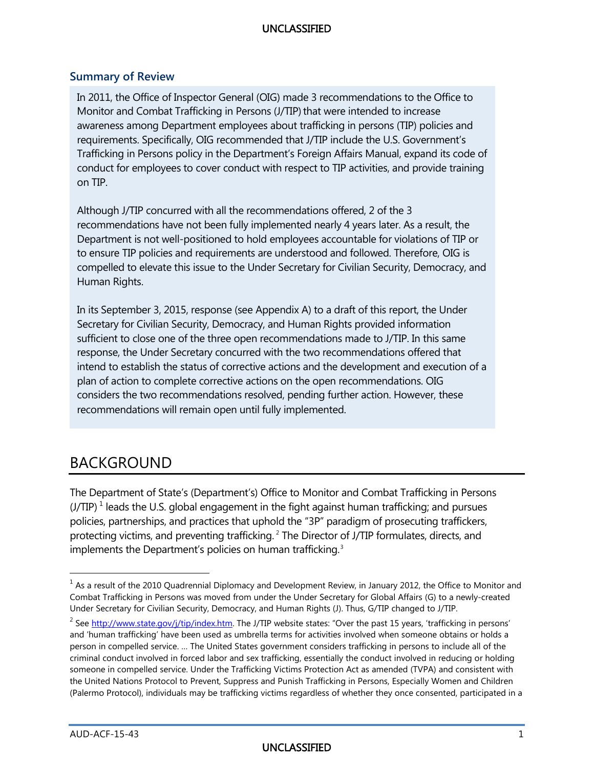### Summary of Review

In 2011, the Office of Inspector General (OIG) made 3 recommendations to the Office to Monitor and Combat Trafficking in Persons (J/TIP) that were intended to increase awareness among Department employees about trafficking in persons (TIP) policies and requirements. Specifically, OIG recommended that J/TIP include the U.S. Government's Trafficking in Persons policy in the Department's Foreign Affairs Manual, expand its code of conduct for employees to cover conduct with respect to TIP activities, and provide training on TIP.

Although J/TIP concurred with all the recommendations offered, 2 of the 3 recommendations have not been fully implemented nearly 4 years later. As a result, the Department is not well-positioned to hold employees accountable for violations of TIP or to ensure TIP policies and requirements are understood and followed. Therefore, OIG is compelled to elevate this issue to the Under Secretary for Civilian Security, Democracy, and Human Rights.

In its September 3, 2015, response (see Appendix A) to a draft of this report, the Under Secretary for Civilian Security, Democracy, and Human Rights provided information sufficient to close one of the three open recommendations made to J/TIP. In this same response, the Under Secretary concurred with the two recommendations offered that intend to establish the status of corrective actions and the development and execution of a plan of action to complete corrective actions on the open recommendations. OIG considers the two recommendations resolved, pending further action. However, these recommendations will remain open until fully implemented.

# BACKGROUND

The Department of State's (Department's) Office to Monitor and Combat Trafficking in Persons (J/TIP) [1] leads the U.S. global engagement in the fight against human trafficking; and pursues policies, partnerships, and practices that uphold the "3P" paradigm of prosecuting traffickers, protecting victims, and preventing trafficking. [2] The Director of J/TIP formulates, directs, and implements the Department's policies on human trafficking. [3]

---

[1] As a result of the 2010 Quadrennial Diplomacy and Development Review, in January 2012, the Office to Monitor and Combat Trafficking in Persons was moved from under the Under Secretary for Global Affairs (G) to a newly-created Under Secretary for Civilian Security, Democracy, and Human Rights (J). Thus, G/TIP changed to J/TIP.

[2] See http://www.state.gov/j/tip/index.htm. The J/TIP website states: "Over the past 15 years, 'trafficking in persons' and 'human trafficking' have been used as umbrella terms for activities involved when someone obtains or holds a person in compelled service. … The United States government considers trafficking in persons to include all of the criminal conduct involved in forced labor and sex trafficking, essentially the conduct involved in reducing or holding someone in compelled service. Under the Trafficking Victims Protection Act as amended (TVPA) and consistent with the United Nations Protocol to Prevent, Suppress and Punish Trafficking in Persons, Especially Women and Children (Palermo Protocol), individuals may be trafficking victims regardless of whether they once consented, participated in a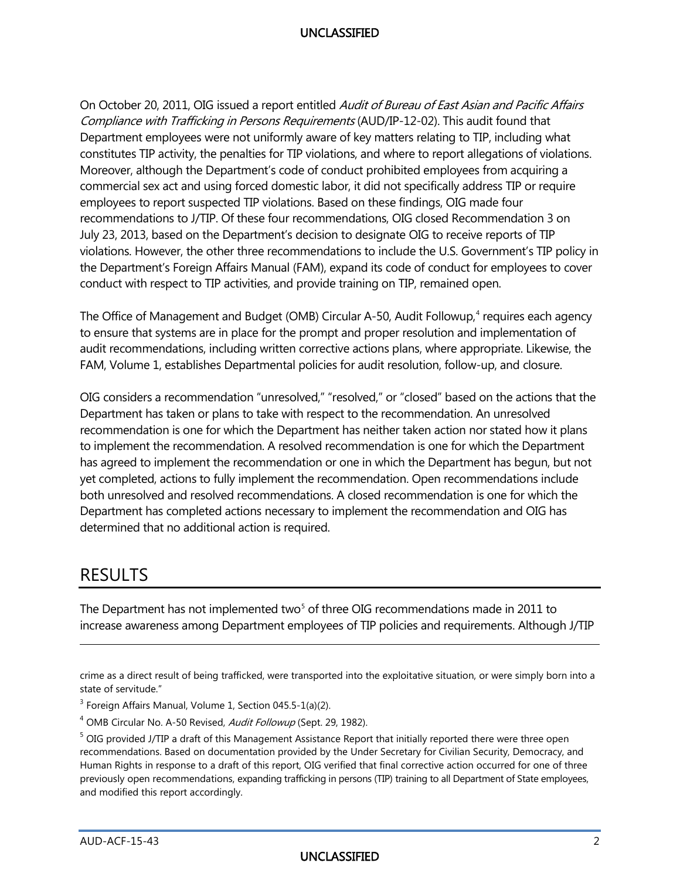On October 20, 2011, OIG issued a report entitled *Audit of Bureau of East Asian and Pacific Affairs Compliance with Trafficking in Persons Requirements* (AUD/IP-12-02). This audit found that Department employees were not uniformly aware of key matters relating to TIP, including what constitutes TIP activity, the penalties for TIP violations, and where to report allegations of violations. Moreover, although the Department's code of conduct prohibited employees from acquiring a commercial sex act and using forced domestic labor, it did not specifically address TIP or require employees to report suspected TIP violations. Based on these findings, OIG made four recommendations to J/TIP. Of these four recommendations, OIG closed Recommendation 3 on July 23, 2013, based on the Department's decision to designate OIG to receive reports of TIP violations. However, the other three recommendations to include the U.S. Government's TIP policy in the Department's Foreign Affairs Manual (FAM), expand its code of conduct for employees to cover conduct with respect to TIP activities, and provide training on TIP, remained open.

The Office of Management and Budget (OMB) Circular A-50, Audit Followup,[4] requires each agency to ensure that systems are in place for the prompt and proper resolution and implementation of audit recommendations, including written corrective actions plans, where appropriate. Likewise, the FAM, Volume 1, establishes Departmental policies for audit resolution, follow-up, and closure.

OIG considers a recommendation "unresolved," "resolved," or "closed" based on the actions that the Department has taken or plans to take with respect to the recommendation. An unresolved recommendation is one for which the Department has neither taken action nor stated how it plans to implement the recommendation. A resolved recommendation is one for which the Department has agreed to implement the recommendation or one in which the Department has begun, but not yet completed, actions to fully implement the recommendation. Open recommendations include both unresolved and resolved recommendations. A closed recommendation is one for which the Department has completed actions necessary to implement the recommendation and OIG has determined that no additional action is required.

## RESULTS

The Department has not implemented two[5] of three OIG recommendations made in 2011 to increase awareness among Department employees of TIP policies and requirements. Although J/TIP

---

crime as a direct result of being trafficked, were transported into the exploitative situation, or were simply born into a state of servitude."

[3] Foreign Affairs Manual, Volume 1, Section 045.5-1(a)(2).

[4] OMB Circular No. A-50 Revised, *Audit Followup* (Sept. 29, 1982).

[5] OIG provided J/TIP a draft of this Management Assistance Report that initially reported there were three open recommendations. Based on documentation provided by the Under Secretary for Civilian Security, Democracy, and Human Rights in response to a draft of this report, OIG verified that final corrective action occurred for one of three previously open recommendations, expanding trafficking in persons (TIP) training to all Department of State employees, and modified this report accordingly.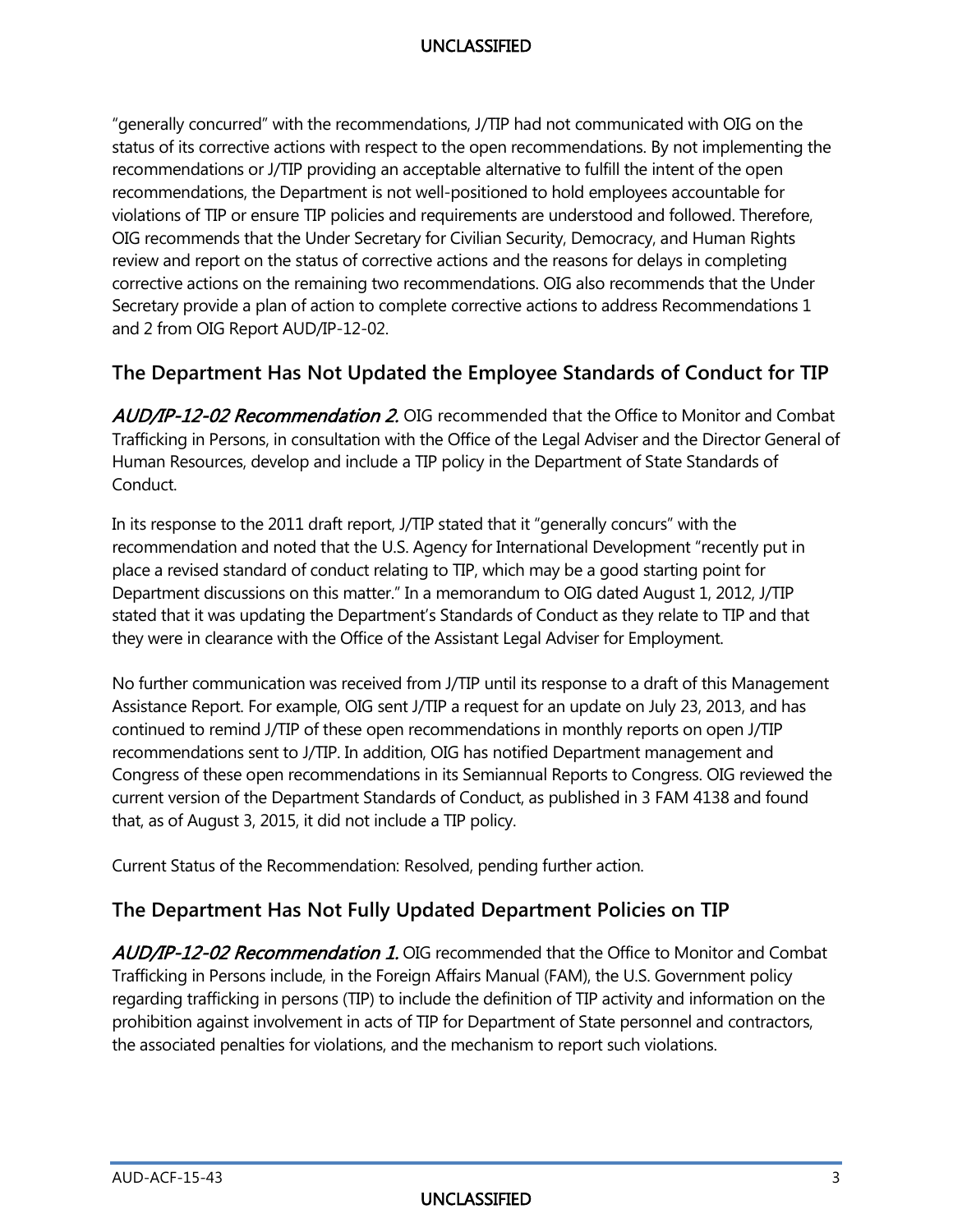"generally concurred" with the recommendations, J/TIP had not communicated with OIG on the status of its corrective actions with respect to the open recommendations. By not implementing the recommendations or J/TIP providing an acceptable alternative to fulfill the intent of the open recommendations, the Department is not well-positioned to hold employees accountable for violations of TIP or ensure TIP policies and requirements are understood and followed. Therefore, OIG recommends that the Under Secretary for Civilian Security, Democracy, and Human Rights review and report on the status of corrective actions and the reasons for delays in completing corrective actions on the remaining two recommendations. OIG also recommends that the Under Secretary provide a plan of action to complete corrective actions to address Recommendations 1 and 2 from OIG Report AUD/IP-12-02.

## The Department Has Not Updated the Employee Standards of Conduct for TIP

***AUD/IP-12-02 Recommendation 2.*** OIG recommended that the Office to Monitor and Combat Trafficking in Persons, in consultation with the Office of the Legal Adviser and the Director General of Human Resources, develop and include a TIP policy in the Department of State Standards of Conduct.

In its response to the 2011 draft report, J/TIP stated that it "generally concurs" with the recommendation and noted that the U.S. Agency for International Development "recently put in place a revised standard of conduct relating to TIP, which may be a good starting point for Department discussions on this matter." In a memorandum to OIG dated August 1, 2012, J/TIP stated that it was updating the Department's Standards of Conduct as they relate to TIP and that they were in clearance with the Office of the Assistant Legal Adviser for Employment.

No further communication was received from J/TIP until its response to a draft of this Management Assistance Report. For example, OIG sent J/TIP a request for an update on July 23, 2013, and has continued to remind J/TIP of these open recommendations in monthly reports on open J/TIP recommendations sent to J/TIP. In addition, OIG has notified Department management and Congress of these open recommendations in its Semiannual Reports to Congress. OIG reviewed the current version of the Department Standards of Conduct, as published in 3 FAM 4138 and found that, as of August 3, 2015, it did not include a TIP policy.

Current Status of the Recommendation: Resolved, pending further action.

## The Department Has Not Fully Updated Department Policies on TIP

***AUD/IP-12-02 Recommendation 1.*** OIG recommended that the Office to Monitor and Combat Trafficking in Persons include, in the Foreign Affairs Manual (FAM), the U.S. Government policy regarding trafficking in persons (TIP) to include the definition of TIP activity and information on the prohibition against involvement in acts of TIP for Department of State personnel and contractors, the associated penalties for violations, and the mechanism to report such violations.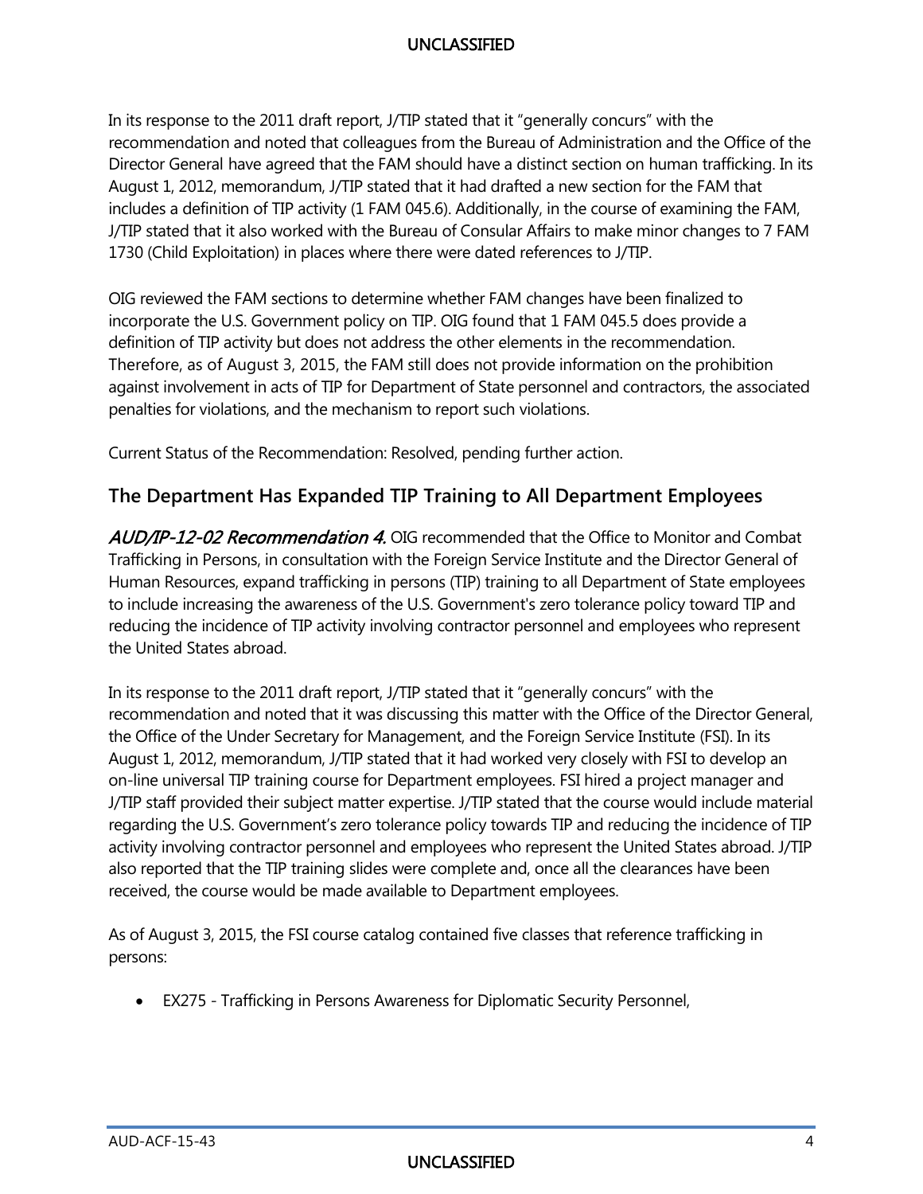In its response to the 2011 draft report, J/TIP stated that it "generally concurs" with the recommendation and noted that colleagues from the Bureau of Administration and the Office of the Director General have agreed that the FAM should have a distinct section on human trafficking. In its August 1, 2012, memorandum, J/TIP stated that it had drafted a new section for the FAM that includes a definition of TIP activity (1 FAM 045.6). Additionally, in the course of examining the FAM, J/TIP stated that it also worked with the Bureau of Consular Affairs to make minor changes to 7 FAM 1730 (Child Exploitation) in places where there were dated references to J/TIP.

OIG reviewed the FAM sections to determine whether FAM changes have been finalized to incorporate the U.S. Government policy on TIP. OIG found that 1 FAM 045.5 does provide a definition of TIP activity but does not address the other elements in the recommendation. Therefore, as of August 3, 2015, the FAM still does not provide information on the prohibition against involvement in acts of TIP for Department of State personnel and contractors, the associated penalties for violations, and the mechanism to report such violations.

Current Status of the Recommendation: Resolved, pending further action.

## The Department Has Expanded TIP Training to All Department Employees

*AUD/IP-12-02 Recommendation 4.* OIG recommended that the Office to Monitor and Combat Trafficking in Persons, in consultation with the Foreign Service Institute and the Director General of Human Resources, expand trafficking in persons (TIP) training to all Department of State employees to include increasing the awareness of the U.S. Government's zero tolerance policy toward TIP and reducing the incidence of TIP activity involving contractor personnel and employees who represent the United States abroad.

In its response to the 2011 draft report, J/TIP stated that it "generally concurs" with the recommendation and noted that it was discussing this matter with the Office of the Director General, the Office of the Under Secretary for Management, and the Foreign Service Institute (FSI). In its August 1, 2012, memorandum, J/TIP stated that it had worked very closely with FSI to develop an on-line universal TIP training course for Department employees. FSI hired a project manager and J/TIP staff provided their subject matter expertise. J/TIP stated that the course would include material regarding the U.S. Government's zero tolerance policy towards TIP and reducing the incidence of TIP activity involving contractor personnel and employees who represent the United States abroad. J/TIP also reported that the TIP training slides were complete and, once all the clearances have been received, the course would be made available to Department employees.

As of August 3, 2015, the FSI course catalog contained five classes that reference trafficking in persons:

- EX275 - Trafficking in Persons Awareness for Diplomatic Security Personnel,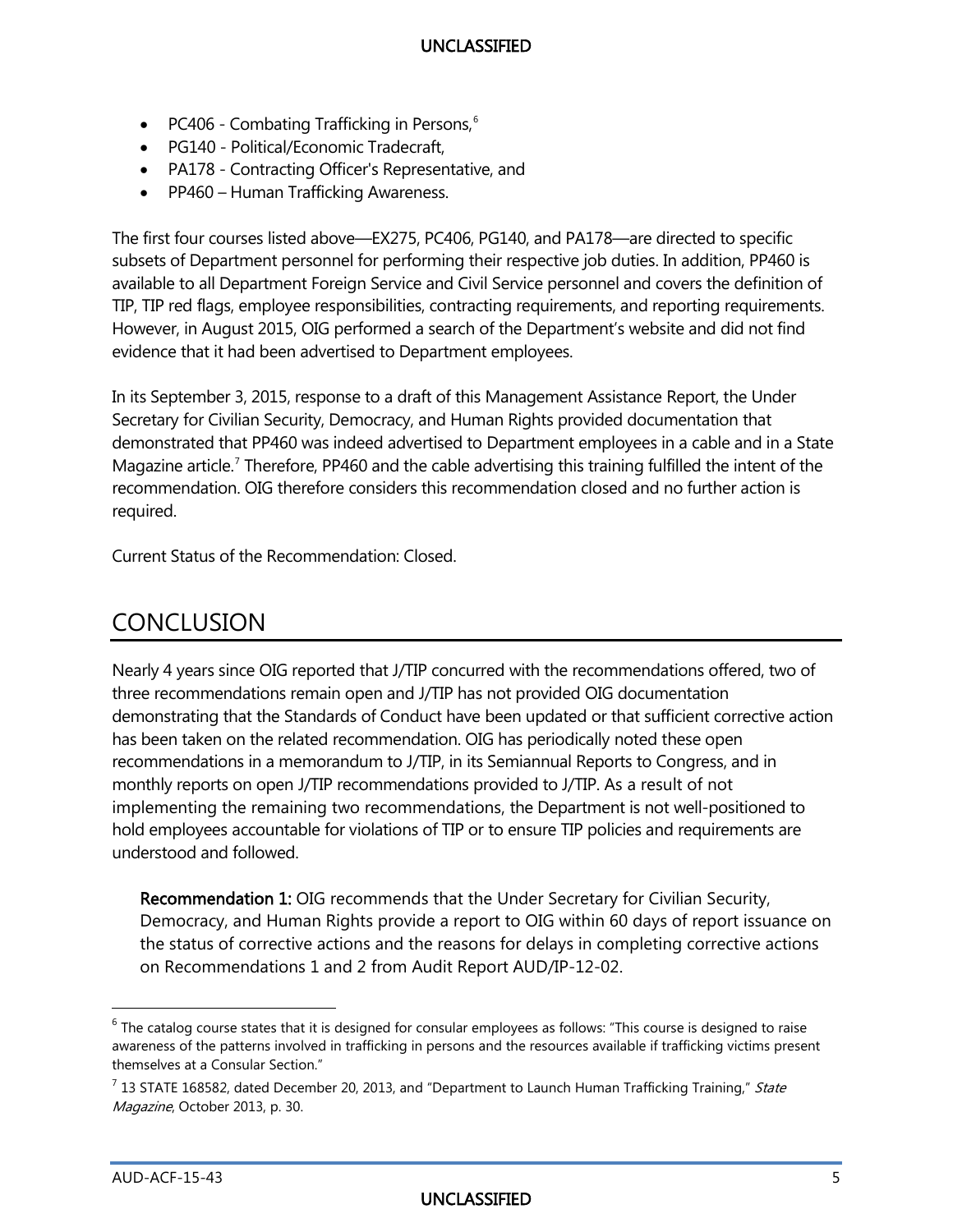- PC406 - Combating Trafficking in Persons,[6]
- PG140 - Political/Economic Tradecraft,
- PA178 - Contracting Officer's Representative, and
- PP460 – Human Trafficking Awareness.

The first four courses listed above—EX275, PC406, PG140, and PA178—are directed to specific subsets of Department personnel for performing their respective job duties. In addition, PP460 is available to all Department Foreign Service and Civil Service personnel and covers the definition of TIP, TIP red flags, employee responsibilities, contracting requirements, and reporting requirements. However, in August 2015, OIG performed a search of the Department's website and did not find evidence that it had been advertised to Department employees.

In its September 3, 2015, response to a draft of this Management Assistance Report, the Under Secretary for Civilian Security, Democracy, and Human Rights provided documentation that demonstrated that PP460 was indeed advertised to Department employees in a cable and in a State Magazine article.[7] Therefore, PP460 and the cable advertising this training fulfilled the intent of the recommendation. OIG therefore considers this recommendation closed and no further action is required.

Current Status of the Recommendation: Closed.

# CONCLUSION

Nearly 4 years since OIG reported that J/TIP concurred with the recommendations offered, two of three recommendations remain open and J/TIP has not provided OIG documentation demonstrating that the Standards of Conduct have been updated or that sufficient corrective action has been taken on the related recommendation. OIG has periodically noted these open recommendations in a memorandum to J/TIP, in its Semiannual Reports to Congress, and in monthly reports on open J/TIP recommendations provided to J/TIP. As a result of not implementing the remaining two recommendations, the Department is not well-positioned to hold employees accountable for violations of TIP or to ensure TIP policies and requirements are understood and followed.

> **Recommendation 1:** OIG recommends that the Under Secretary for Civilian Security, Democracy, and Human Rights provide a report to OIG within 60 days of report issuance on the status of corrective actions and the reasons for delays in completing corrective actions on Recommendations 1 and 2 from Audit Report AUD/IP-12-02.

---

[6] The catalog course states that it is designed for consular employees as follows: "This course is designed to raise awareness of the patterns involved in trafficking in persons and the resources available if trafficking victims present themselves at a Consular Section."

[7] 13 STATE 168582, dated December 20, 2013, and "Department to Launch Human Trafficking Training," *State Magazine*, October 2013, p. 30.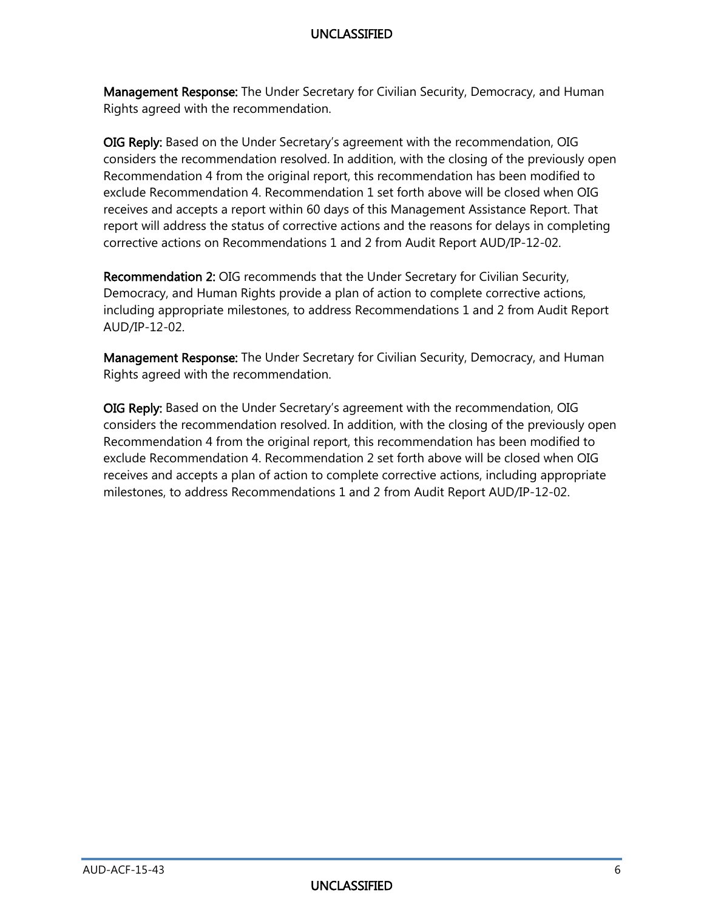**Management Response:** The Under Secretary for Civilian Security, Democracy, and Human Rights agreed with the recommendation.

**OIG Reply:** Based on the Under Secretary's agreement with the recommendation, OIG considers the recommendation resolved. In addition, with the closing of the previously open Recommendation 4 from the original report, this recommendation has been modified to exclude Recommendation 4. Recommendation 1 set forth above will be closed when OIG receives and accepts a report within 60 days of this Management Assistance Report. That report will address the status of corrective actions and the reasons for delays in completing corrective actions on Recommendations 1 and 2 from Audit Report AUD/IP-12-02.

**Recommendation 2:** OIG recommends that the Under Secretary for Civilian Security, Democracy, and Human Rights provide a plan of action to complete corrective actions, including appropriate milestones, to address Recommendations 1 and 2 from Audit Report AUD/IP-12-02.

**Management Response:** The Under Secretary for Civilian Security, Democracy, and Human Rights agreed with the recommendation.

**OIG Reply:** Based on the Under Secretary's agreement with the recommendation, OIG considers the recommendation resolved. In addition, with the closing of the previously open Recommendation 4 from the original report, this recommendation has been modified to exclude Recommendation 4. Recommendation 2 set forth above will be closed when OIG receives and accepts a plan of action to complete corrective actions, including appropriate milestones, to address Recommendations 1 and 2 from Audit Report AUD/IP-12-02.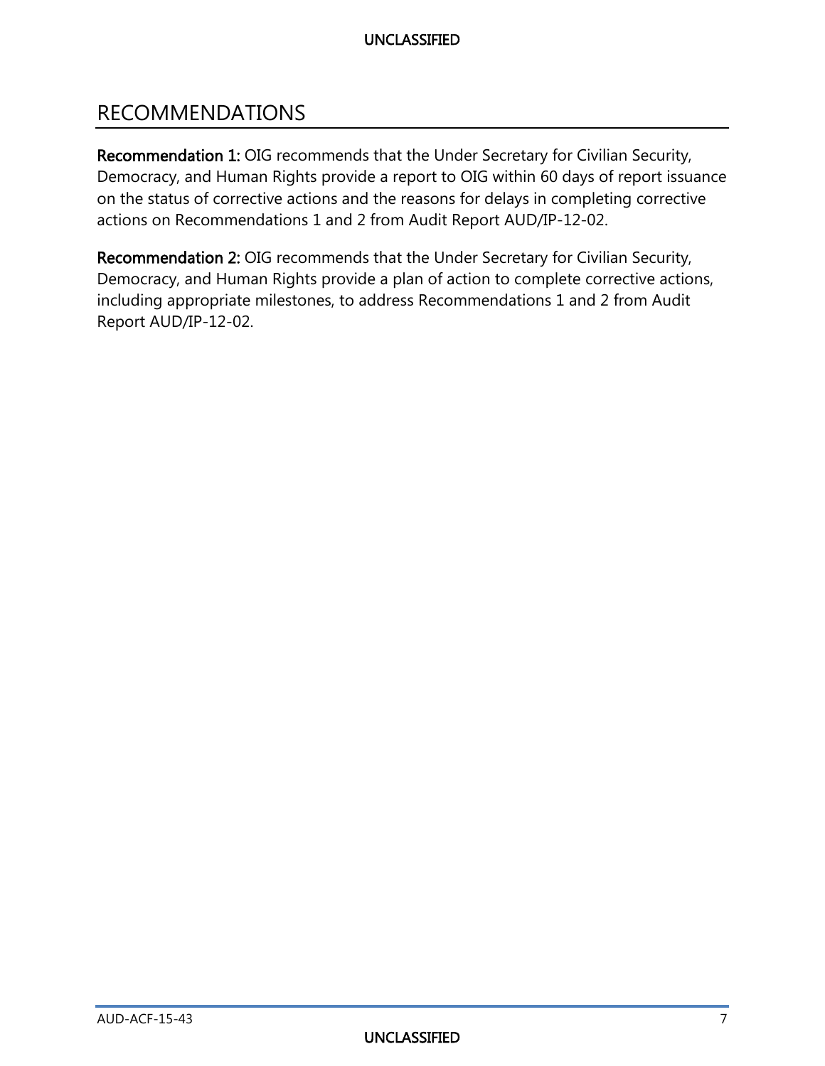# RECOMMENDATIONS

**Recommendation 1:** OIG recommends that the Under Secretary for Civilian Security, Democracy, and Human Rights provide a report to OIG within 60 days of report issuance on the status of corrective actions and the reasons for delays in completing corrective actions on Recommendations 1 and 2 from Audit Report AUD/IP-12-02.

**Recommendation 2:** OIG recommends that the Under Secretary for Civilian Security, Democracy, and Human Rights provide a plan of action to complete corrective actions, including appropriate milestones, to address Recommendations 1 and 2 from Audit Report AUD/IP-12-02.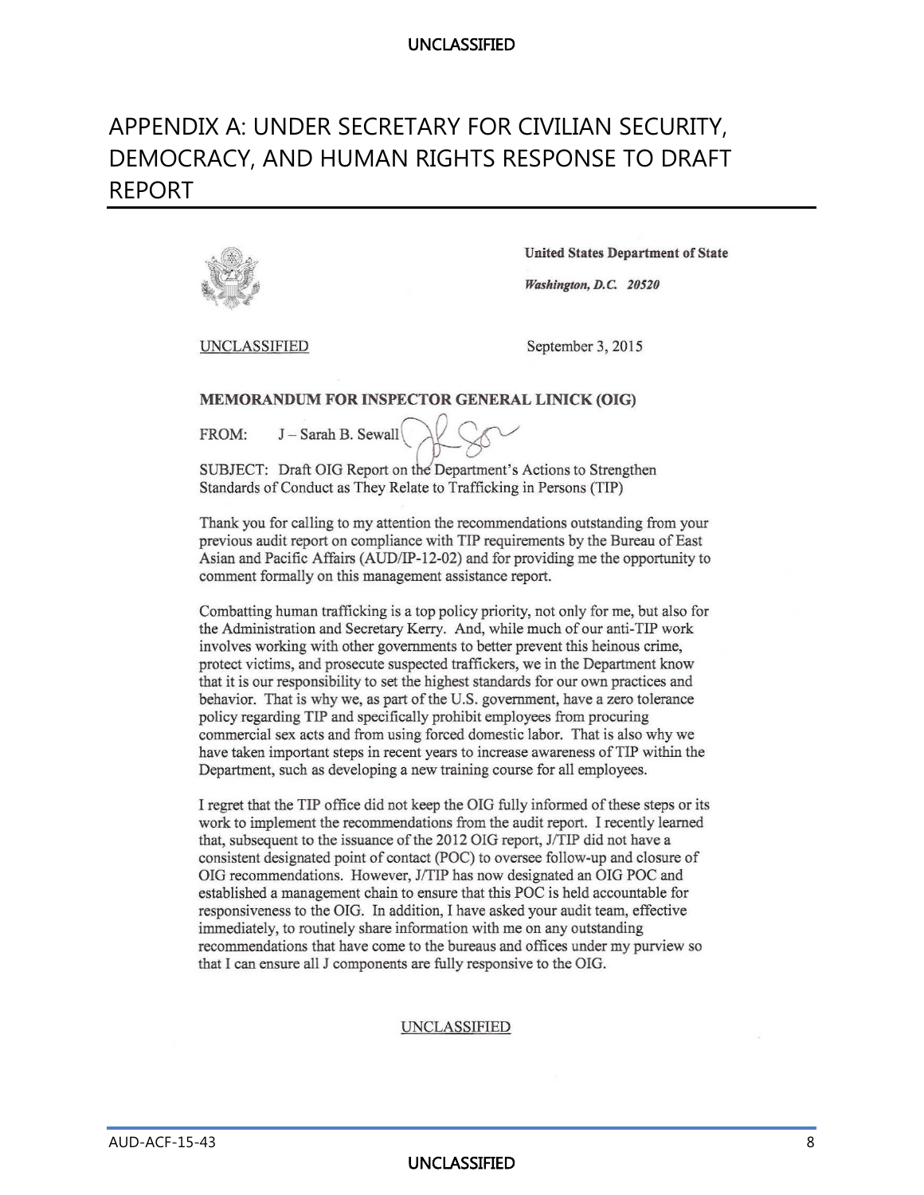# APPENDIX A: UNDER SECRETARY FOR CIVILIAN SECURITY, DEMOCRACY, AND HUMAN RIGHTS RESPONSE TO DRAFT REPORT

**United States Department of State**

***Washington, D.C. 20520***

UNCLASSIFIED

September 3, 2015

**MEMORANDUM FOR INSPECTOR GENERAL LINICK (OIG)**

FROM: J – Sarah B. Sewall

SUBJECT: Draft OIG Report on the Department's Actions to Strengthen Standards of Conduct as They Relate to Trafficking in Persons (TIP)

Thank you for calling to my attention the recommendations outstanding from your previous audit report on compliance with TIP requirements by the Bureau of East Asian and Pacific Affairs (AUD/IP-12-02) and for providing me the opportunity to comment formally on this management assistance report.

Combatting human trafficking is a top policy priority, not only for me, but also for the Administration and Secretary Kerry. And, while much of our anti-TIP work involves working with other governments to better prevent this heinous crime, protect victims, and prosecute suspected traffickers, we in the Department know that it is our responsibility to set the highest standards for our own practices and behavior. That is why we, as part of the U.S. government, have a zero tolerance policy regarding TIP and specifically prohibit employees from procuring commercial sex acts and from using forced domestic labor. That is also why we have taken important steps in recent years to increase awareness of TIP within the Department, such as developing a new training course for all employees.

I regret that the TIP office did not keep the OIG fully informed of these steps or its work to implement the recommendations from the audit report. I recently learned that, subsequent to the issuance of the 2012 OIG report, J/TIP did not have a consistent designated point of contact (POC) to oversee follow-up and closure of OIG recommendations. However, J/TIP has now designated an OIG POC and established a management chain to ensure that this POC is held accountable for responsiveness to the OIG. In addition, I have asked your audit team, effective immediately, to routinely share information with me on any outstanding recommendations that have come to the bureaus and offices under my purview so that I can ensure all J components are fully responsive to the OIG.

UNCLASSIFIED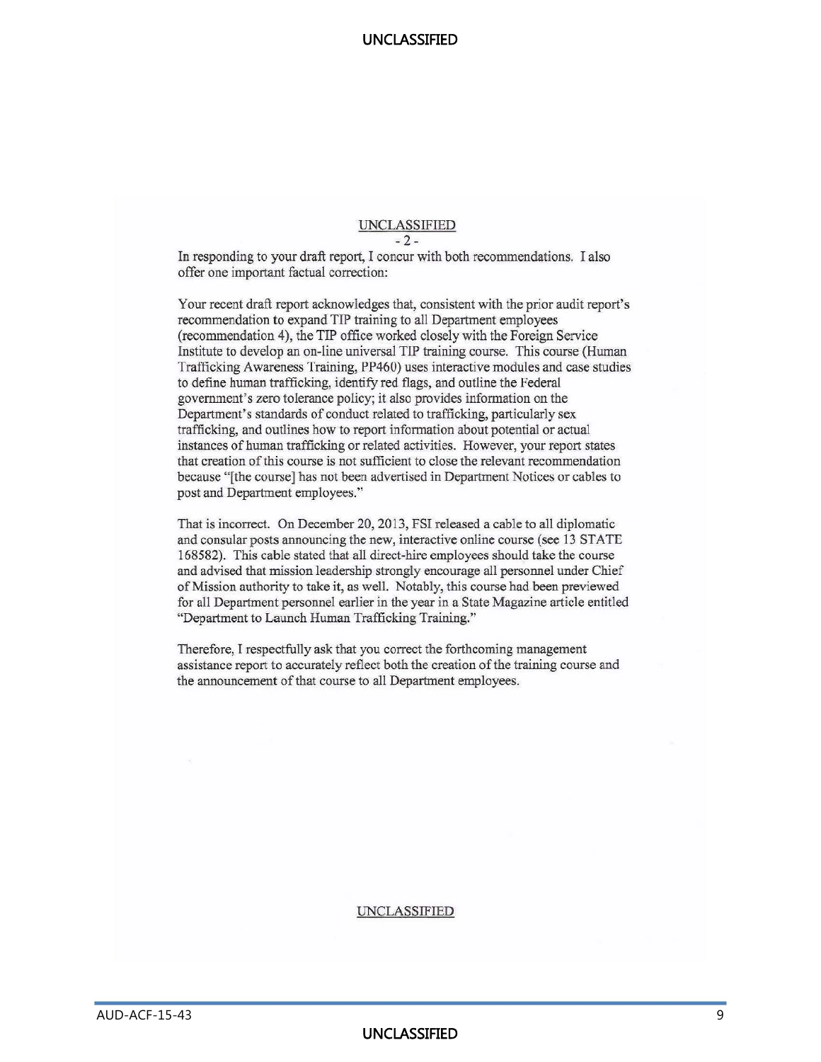UNCLASSIFIED

\- 2 -

In responding to your draft report, I concur with both recommendations. I also offer one important factual correction:

Your recent draft report acknowledges that, consistent with the prior audit report's recommendation to expand TIP training to all Department employees (recommendation 4), the TIP office worked closely with the Foreign Service Institute to develop an on-line universal TIP training course. This course (Human Trafficking Awareness Training, PP460) uses interactive modules and case studies to define human trafficking, identify red flags, and outline the Federal government's zero tolerance policy; it also provides information on the Department's standards of conduct related to trafficking, particularly sex trafficking, and outlines how to report information about potential or actual instances of human trafficking or related activities. However, your report states that creation of this course is not sufficient to close the relevant recommendation because "[the course] has not been advertised in Department Notices or cables to post and Department employees."

That is incorrect. On December 20, 2013, FSI released a cable to all diplomatic and consular posts announcing the new, interactive online course (see 13 STATE 168582). This cable stated that all direct-hire employees should take the course and advised that mission leadership strongly encourage all personnel under Chief of Mission authority to take it, as well. Notably, this course had been previewed for all Department personnel earlier in the year in a State Magazine article entitled "Department to Launch Human Trafficking Training."

Therefore, I respectfully ask that you correct the forthcoming management assistance report to accurately reflect both the creation of the training course and the announcement of that course to all Department employees.

UNCLASSIFIED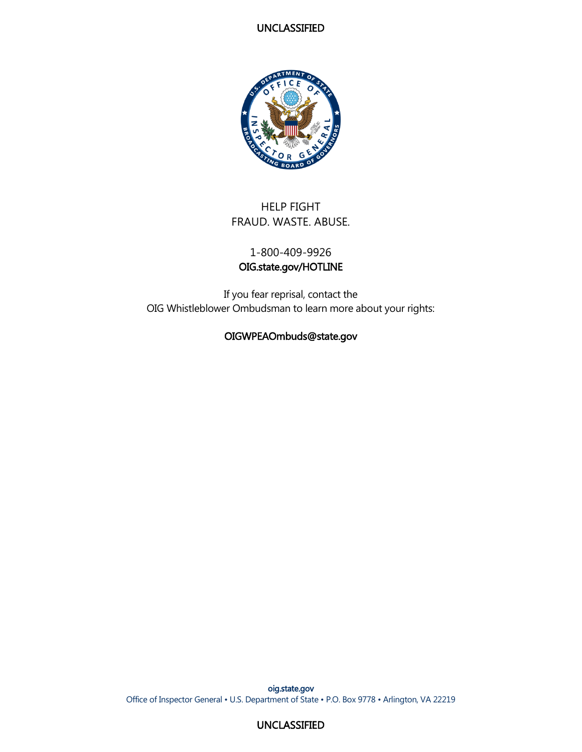HELP FIGHT
FRAUD. WASTE. ABUSE.

1-800-409-9926
OIG.state.gov/HOTLINE

If you fear reprisal, contact the
OIG Whistleblower Ombudsman to learn more about your rights:

OIGWPEAOmbuds@state.gov

oig.state.gov
Office of Inspector General • U.S. Department of State • P.O. Box 9778 • Arlington, VA 22219